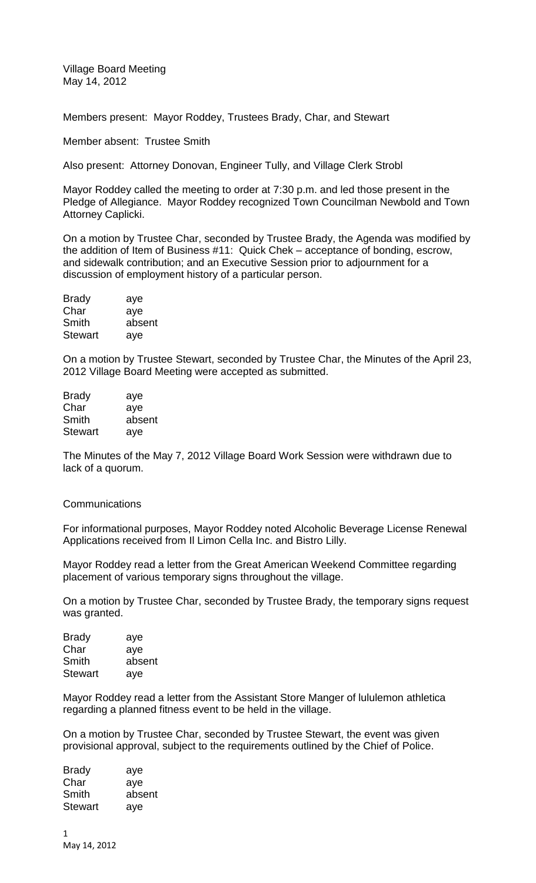Village Board Meeting
May 14, 2012

Members present: Mayor Roddey, Trustees Brady, Char, and Stewart

Member absent: Trustee Smith

Also present: Attorney Donovan, Engineer Tully, and Village Clerk Strobl

Mayor Roddey called the meeting to order at 7:30 p.m. and led those present in the Pledge of Allegiance. Mayor Roddey recognized Town Councilman Newbold and Town Attorney Caplicki.

On a motion by Trustee Char, seconded by Trustee Brady, the Agenda was modified by the addition of Item of Business #11: Quick Chek – acceptance of bonding, escrow, and sidewalk contribution; and an Executive Session prior to adjournment for a discussion of employment history of a particular person.

| | |
|---|---|
| Brady | aye |
| Char | aye |
| Smith | absent |
| Stewart | aye |

On a motion by Trustee Stewart, seconded by Trustee Char, the Minutes of the April 23, 2012 Village Board Meeting were accepted as submitted.

| | |
|---|---|
| Brady | aye |
| Char | aye |
| Smith | absent |
| Stewart | aye |

The Minutes of the May 7, 2012 Village Board Work Session were withdrawn due to lack of a quorum.

Communications

For informational purposes, Mayor Roddey noted Alcoholic Beverage License Renewal Applications received from Il Limon Cella Inc. and Bistro Lilly.

Mayor Roddey read a letter from the Great American Weekend Committee regarding placement of various temporary signs throughout the village.

On a motion by Trustee Char, seconded by Trustee Brady, the temporary signs request was granted.

| | |
|---|---|
| Brady | aye |
| Char | aye |
| Smith | absent |
| Stewart | aye |

Mayor Roddey read a letter from the Assistant Store Manger of lululemon athletica regarding a planned fitness event to be held in the village.

On a motion by Trustee Char, seconded by Trustee Stewart, the event was given provisional approval, subject to the requirements outlined by the Chief of Police.

| | |
|---|---|
| Brady | aye |
| Char | aye |
| Smith | absent |
| Stewart | aye |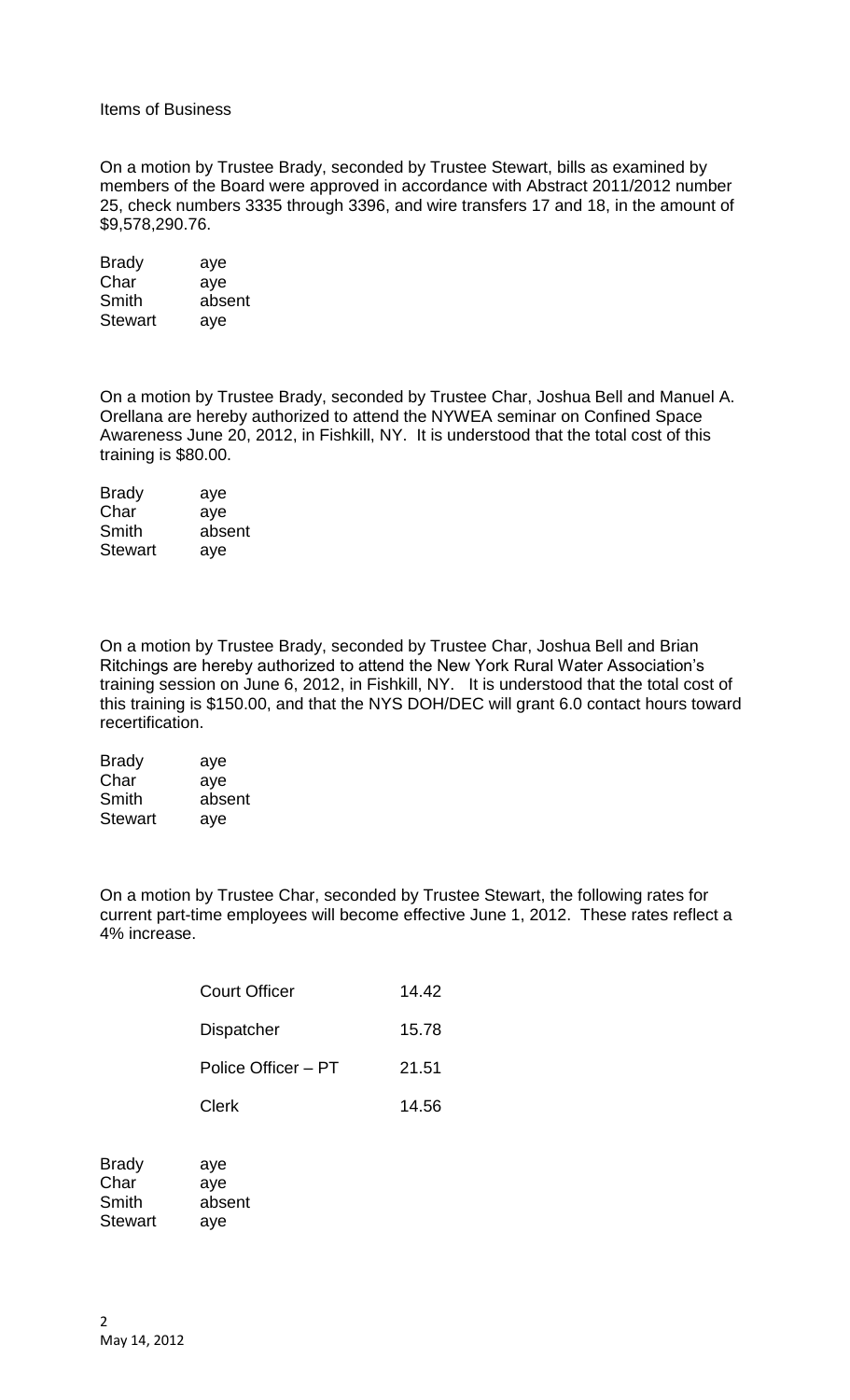Items of Business

On a motion by Trustee Brady, seconded by Trustee Stewart, bills as examined by members of the Board were approved in accordance with Abstract 2011/2012 number 25, check numbers 3335 through 3396, and wire transfers 17 and 18, in the amount of $9,578,290.76.

| | |
|---|---|
| Brady | aye |
| Char | aye |
| Smith | absent |
| Stewart | aye |

On a motion by Trustee Brady, seconded by Trustee Char, Joshua Bell and Manuel A. Orellana are hereby authorized to attend the NYWEA seminar on Confined Space Awareness June 20, 2012, in Fishkill, NY. It is understood that the total cost of this training is $80.00.

| | |
|---|---|
| Brady | aye |
| Char | aye |
| Smith | absent |
| Stewart | aye |

On a motion by Trustee Brady, seconded by Trustee Char, Joshua Bell and Brian Ritchings are hereby authorized to attend the New York Rural Water Association's training session on June 6, 2012, in Fishkill, NY. It is understood that the total cost of this training is $150.00, and that the NYS DOH/DEC will grant 6.0 contact hours toward recertification.

| | |
|---|---|
| Brady | aye |
| Char | aye |
| Smith | absent |
| Stewart | aye |

On a motion by Trustee Char, seconded by Trustee Stewart, the following rates for current part-time employees will become effective June 1, 2012. These rates reflect a 4% increase.

| | |
|---|---|
| Court Officer | 14.42 |
| Dispatcher | 15.78 |
| Police Officer – PT | 21.51 |
| Clerk | 14.56 |

| | |
|---|---|
| Brady | aye |
| Char | aye |
| Smith | absent |
| Stewart | aye |

May 14, 2012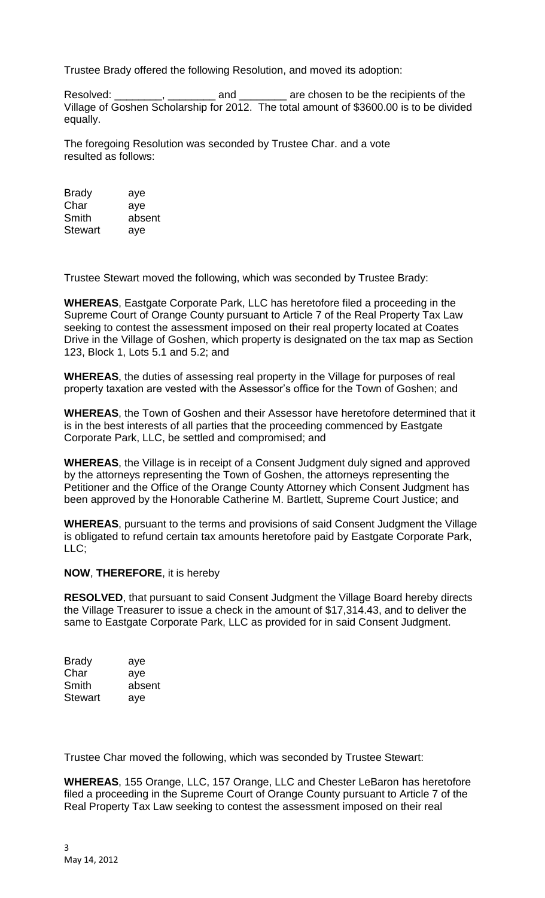Trustee Brady offered the following Resolution, and moved its adoption:

Resolved: ________, ________ and ________ are chosen to be the recipients of the Village of Goshen Scholarship for 2012. The total amount of $3600.00 is to be divided equally.

The foregoing Resolution was seconded by Trustee Char. and a vote resulted as follows:

| | |
|---|---|
| Brady | aye |
| Char | aye |
| Smith | absent |
| Stewart | aye |

Trustee Stewart moved the following, which was seconded by Trustee Brady:

**WHEREAS**, Eastgate Corporate Park, LLC has heretofore filed a proceeding in the Supreme Court of Orange County pursuant to Article 7 of the Real Property Tax Law seeking to contest the assessment imposed on their real property located at Coates Drive in the Village of Goshen, which property is designated on the tax map as Section 123, Block 1, Lots 5.1 and 5.2; and

**WHEREAS**, the duties of assessing real property in the Village for purposes of real property taxation are vested with the Assessor's office for the Town of Goshen; and

**WHEREAS**, the Town of Goshen and their Assessor have heretofore determined that it is in the best interests of all parties that the proceeding commenced by Eastgate Corporate Park, LLC, be settled and compromised; and

**WHEREAS**, the Village is in receipt of a Consent Judgment duly signed and approved by the attorneys representing the Town of Goshen, the attorneys representing the Petitioner and the Office of the Orange County Attorney which Consent Judgment has been approved by the Honorable Catherine M. Bartlett, Supreme Court Justice; and

**WHEREAS**, pursuant to the terms and provisions of said Consent Judgment the Village is obligated to refund certain tax amounts heretofore paid by Eastgate Corporate Park, LLC;

**NOW**, **THEREFORE**, it is hereby

**RESOLVED**, that pursuant to said Consent Judgment the Village Board hereby directs the Village Treasurer to issue a check in the amount of $17,314.43, and to deliver the same to Eastgate Corporate Park, LLC as provided for in said Consent Judgment.

| | |
|---|---|
| Brady | aye |
| Char | aye |
| Smith | absent |
| Stewart | aye |

Trustee Char moved the following, which was seconded by Trustee Stewart:

**WHEREAS**, 155 Orange, LLC, 157 Orange, LLC and Chester LeBaron has heretofore filed a proceeding in the Supreme Court of Orange County pursuant to Article 7 of the Real Property Tax Law seeking to contest the assessment imposed on their real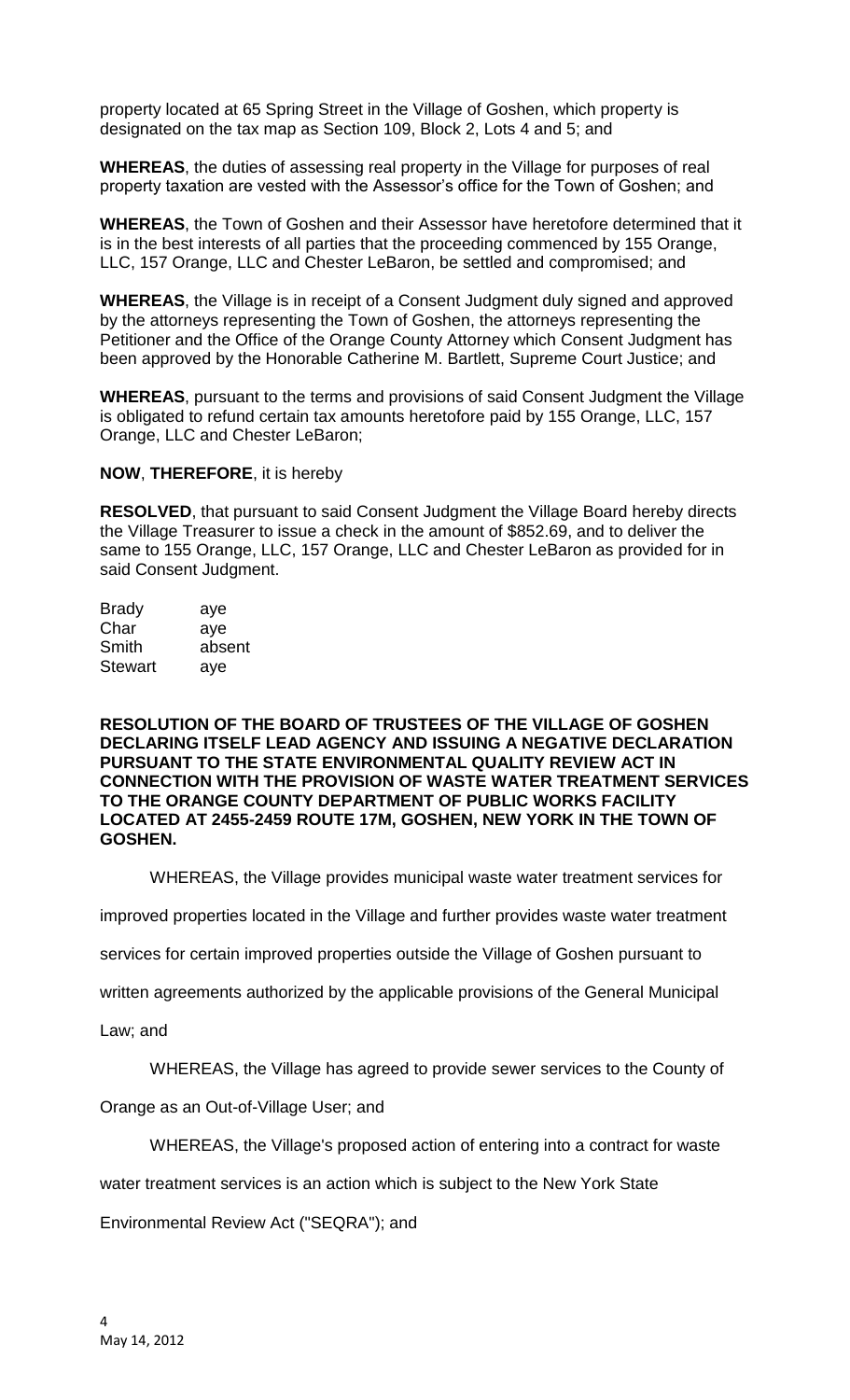property located at 65 Spring Street in the Village of Goshen, which property is designated on the tax map as Section 109, Block 2, Lots 4 and 5; and

**WHEREAS**, the duties of assessing real property in the Village for purposes of real property taxation are vested with the Assessor's office for the Town of Goshen; and

**WHEREAS**, the Town of Goshen and their Assessor have heretofore determined that it is in the best interests of all parties that the proceeding commenced by 155 Orange, LLC, 157 Orange, LLC and Chester LeBaron, be settled and compromised; and

**WHEREAS**, the Village is in receipt of a Consent Judgment duly signed and approved by the attorneys representing the Town of Goshen, the attorneys representing the Petitioner and the Office of the Orange County Attorney which Consent Judgment has been approved by the Honorable Catherine M. Bartlett, Supreme Court Justice; and

**WHEREAS**, pursuant to the terms and provisions of said Consent Judgment the Village is obligated to refund certain tax amounts heretofore paid by 155 Orange, LLC, 157 Orange, LLC and Chester LeBaron;

**NOW**, **THEREFORE**, it is hereby

**RESOLVED**, that pursuant to said Consent Judgment the Village Board hereby directs the Village Treasurer to issue a check in the amount of $852.69, and to deliver the same to 155 Orange, LLC, 157 Orange, LLC and Chester LeBaron as provided for in said Consent Judgment.

| | |
|---|---|
| Brady | aye |
| Char | aye |
| Smith | absent |
| Stewart | aye |

**RESOLUTION OF THE BOARD OF TRUSTEES OF THE VILLAGE OF GOSHEN DECLARING ITSELF LEAD AGENCY AND ISSUING A NEGATIVE DECLARATION PURSUANT TO THE STATE ENVIRONMENTAL QUALITY REVIEW ACT IN CONNECTION WITH THE PROVISION OF WASTE WATER TREATMENT SERVICES TO THE ORANGE COUNTY DEPARTMENT OF PUBLIC WORKS FACILITY LOCATED AT 2455-2459 ROUTE 17M, GOSHEN, NEW YORK IN THE TOWN OF GOSHEN.**

WHEREAS, the Village provides municipal waste water treatment services for improved properties located in the Village and further provides waste water treatment services for certain improved properties outside the Village of Goshen pursuant to written agreements authorized by the applicable provisions of the General Municipal Law; and

WHEREAS, the Village has agreed to provide sewer services to the County of Orange as an Out-of-Village User; and

WHEREAS, the Village's proposed action of entering into a contract for waste water treatment services is an action which is subject to the New York State Environmental Review Act ("SEQRA"); and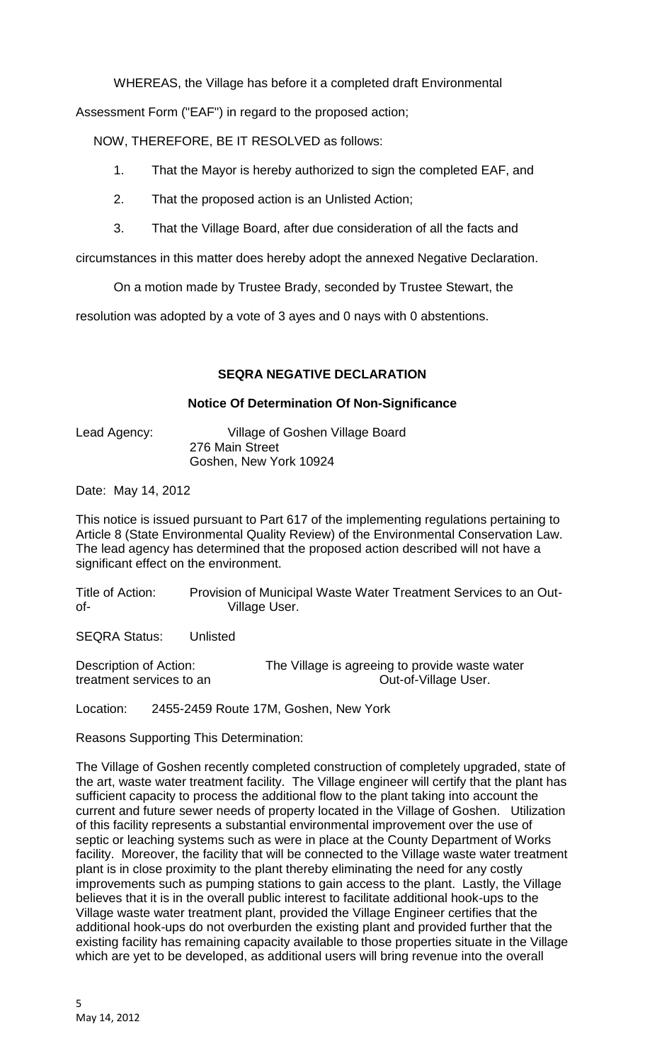WHEREAS, the Village has before it a completed draft Environmental Assessment Form ("EAF") in regard to the proposed action;

NOW, THEREFORE, BE IT RESOLVED as follows:

1. That the Mayor is hereby authorized to sign the completed EAF, and
2. That the proposed action is an Unlisted Action;
3. That the Village Board, after due consideration of all the facts and circumstances in this matter does hereby adopt the annexed Negative Declaration.

On a motion made by Trustee Brady, seconded by Trustee Stewart, the resolution was adopted by a vote of 3 ayes and 0 nays with 0 abstentions.

## SEQRA NEGATIVE DECLARATION

### Notice Of Determination Of Non-Significance

Lead Agency: Village of Goshen Village Board
276 Main Street
Goshen, New York 10924

Date: May 14, 2012

This notice is issued pursuant to Part 617 of the implementing regulations pertaining to Article 8 (State Environmental Quality Review) of the Environmental Conservation Law. The lead agency has determined that the proposed action described will not have a significant effect on the environment.

Title of Action: Provision of Municipal Waste Water Treatment Services to an Out-of- Village User.

SEQRA Status: Unlisted

Description of Action: The Village is agreeing to provide waste water treatment services to an Out-of-Village User.

Location: 2455-2459 Route 17M, Goshen, New York

Reasons Supporting This Determination:

The Village of Goshen recently completed construction of completely upgraded, state of the art, waste water treatment facility. The Village engineer will certify that the plant has sufficient capacity to process the additional flow to the plant taking into account the current and future sewer needs of property located in the Village of Goshen. Utilization of this facility represents a substantial environmental improvement over the use of septic or leaching systems such as were in place at the County Department of Works facility. Moreover, the facility that will be connected to the Village waste water treatment plant is in close proximity to the plant thereby eliminating the need for any costly improvements such as pumping stations to gain access to the plant. Lastly, the Village believes that it is in the overall public interest to facilitate additional hook-ups to the Village waste water treatment plant, provided the Village Engineer certifies that the additional hook-ups do not overburden the existing plant and provided further that the existing facility has remaining capacity available to those properties situate in the Village which are yet to be developed, as additional users will bring revenue into the overall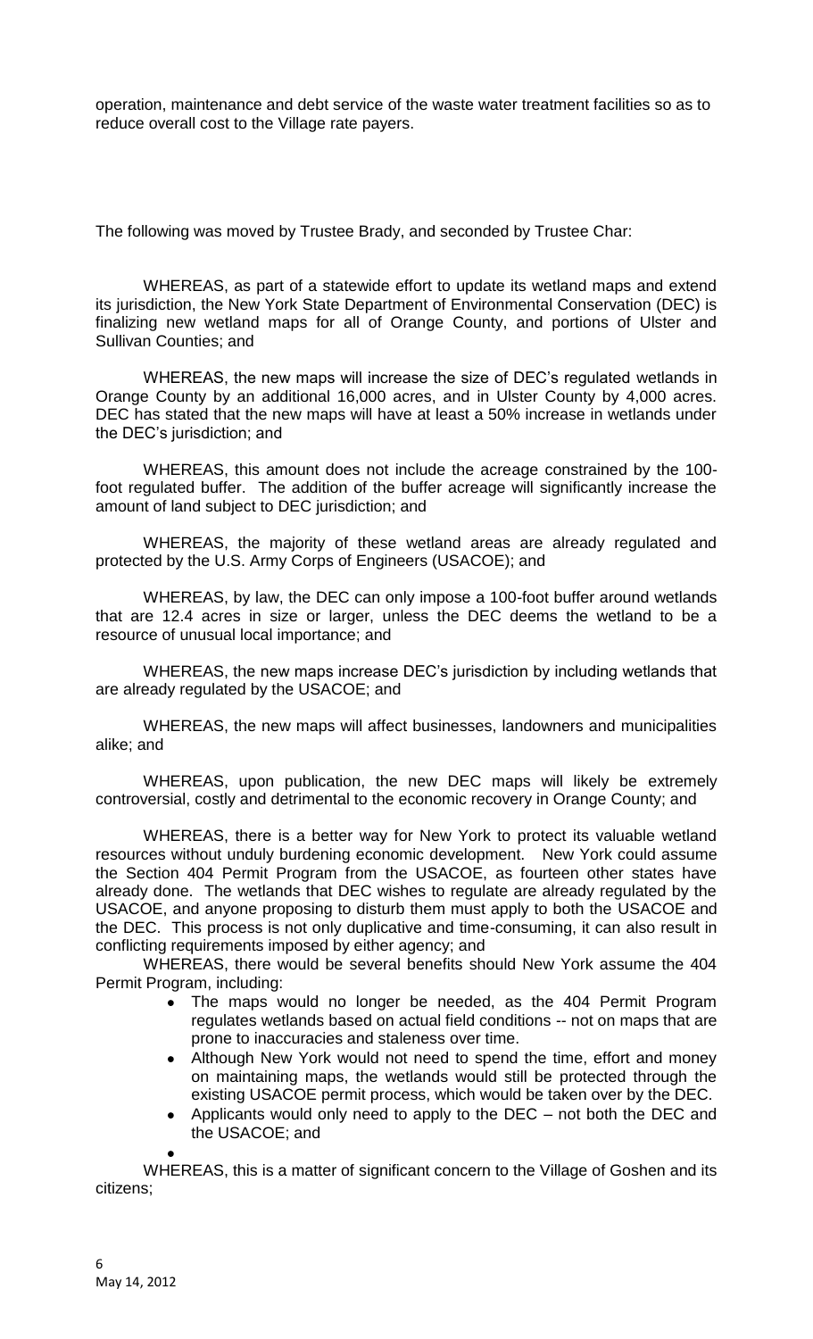operation, maintenance and debt service of the waste water treatment facilities so as to reduce overall cost to the Village rate payers.

The following was moved by Trustee Brady, and seconded by Trustee Char:

WHEREAS, as part of a statewide effort to update its wetland maps and extend its jurisdiction, the New York State Department of Environmental Conservation (DEC) is finalizing new wetland maps for all of Orange County, and portions of Ulster and Sullivan Counties; and

WHEREAS, the new maps will increase the size of DEC's regulated wetlands in Orange County by an additional 16,000 acres, and in Ulster County by 4,000 acres. DEC has stated that the new maps will have at least a 50% increase in wetlands under the DEC's jurisdiction; and

WHEREAS, this amount does not include the acreage constrained by the 100-foot regulated buffer. The addition of the buffer acreage will significantly increase the amount of land subject to DEC jurisdiction; and

WHEREAS, the majority of these wetland areas are already regulated and protected by the U.S. Army Corps of Engineers (USACOE); and

WHEREAS, by law, the DEC can only impose a 100-foot buffer around wetlands that are 12.4 acres in size or larger, unless the DEC deems the wetland to be a resource of unusual local importance; and

WHEREAS, the new maps increase DEC's jurisdiction by including wetlands that are already regulated by the USACOE; and

WHEREAS, the new maps will affect businesses, landowners and municipalities alike; and

WHEREAS, upon publication, the new DEC maps will likely be extremely controversial, costly and detrimental to the economic recovery in Orange County; and

WHEREAS, there is a better way for New York to protect its valuable wetland resources without unduly burdening economic development. New York could assume the Section 404 Permit Program from the USACOE, as fourteen other states have already done. The wetlands that DEC wishes to regulate are already regulated by the USACOE, and anyone proposing to disturb them must apply to both the USACOE and the DEC. This process is not only duplicative and time-consuming, it can also result in conflicting requirements imposed by either agency; and

WHEREAS, there would be several benefits should New York assume the 404 Permit Program, including:

- The maps would no longer be needed, as the 404 Permit Program regulates wetlands based on actual field conditions -- not on maps that are prone to inaccuracies and staleness over time.
- Although New York would not need to spend the time, effort and money on maintaining maps, the wetlands would still be protected through the existing USACOE permit process, which would be taken over by the DEC.
- Applicants would only need to apply to the DEC – not both the DEC and the USACOE; and

WHEREAS, this is a matter of significant concern to the Village of Goshen and its citizens;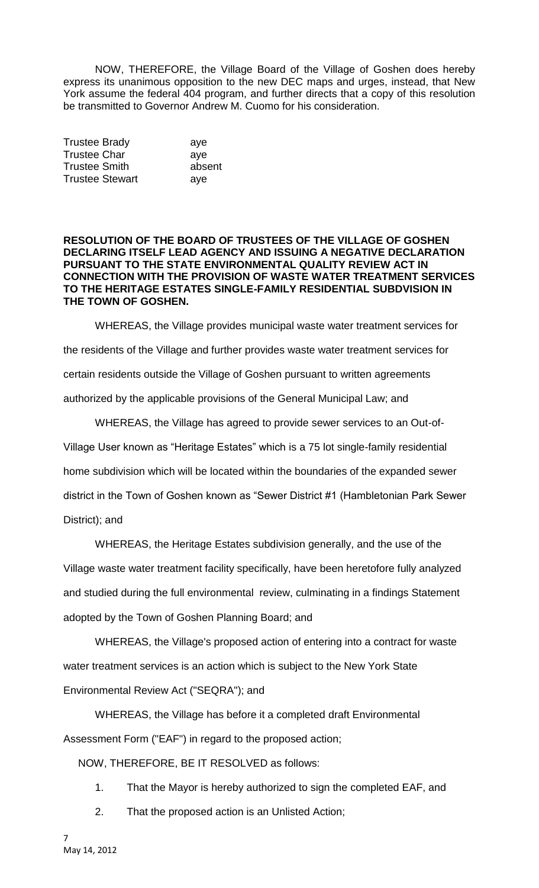NOW, THEREFORE, the Village Board of the Village of Goshen does hereby express its unanimous opposition to the new DEC maps and urges, instead, that New York assume the federal 404 program, and further directs that a copy of this resolution be transmitted to Governor Andrew M. Cuomo for his consideration.

| | |
|---|---|
| Trustee Brady | aye |
| Trustee Char | aye |
| Trustee Smith | absent |
| Trustee Stewart | aye |

**RESOLUTION OF THE BOARD OF TRUSTEES OF THE VILLAGE OF GOSHEN DECLARING ITSELF LEAD AGENCY AND ISSUING A NEGATIVE DECLARATION PURSUANT TO THE STATE ENVIRONMENTAL QUALITY REVIEW ACT IN CONNECTION WITH THE PROVISION OF WASTE WATER TREATMENT SERVICES TO THE HERITAGE ESTATES SINGLE-FAMILY RESIDENTIAL SUBDVISION IN THE TOWN OF GOSHEN.**

WHEREAS, the Village provides municipal waste water treatment services for the residents of the Village and further provides waste water treatment services for certain residents outside the Village of Goshen pursuant to written agreements authorized by the applicable provisions of the General Municipal Law; and

WHEREAS, the Village has agreed to provide sewer services to an Out-of-Village User known as "Heritage Estates" which is a 75 lot single-family residential home subdivision which will be located within the boundaries of the expanded sewer district in the Town of Goshen known as "Sewer District #1 (Hambletonian Park Sewer District); and

WHEREAS, the Heritage Estates subdivision generally, and the use of the Village waste water treatment facility specifically, have been heretofore fully analyzed and studied during the full environmental review, culminating in a findings Statement adopted by the Town of Goshen Planning Board; and

WHEREAS, the Village's proposed action of entering into a contract for waste water treatment services is an action which is subject to the New York State Environmental Review Act ("SEQRA"); and

WHEREAS, the Village has before it a completed draft Environmental Assessment Form ("EAF") in regard to the proposed action;

NOW, THEREFORE, BE IT RESOLVED as follows:

1. That the Mayor is hereby authorized to sign the completed EAF, and
2. That the proposed action is an Unlisted Action;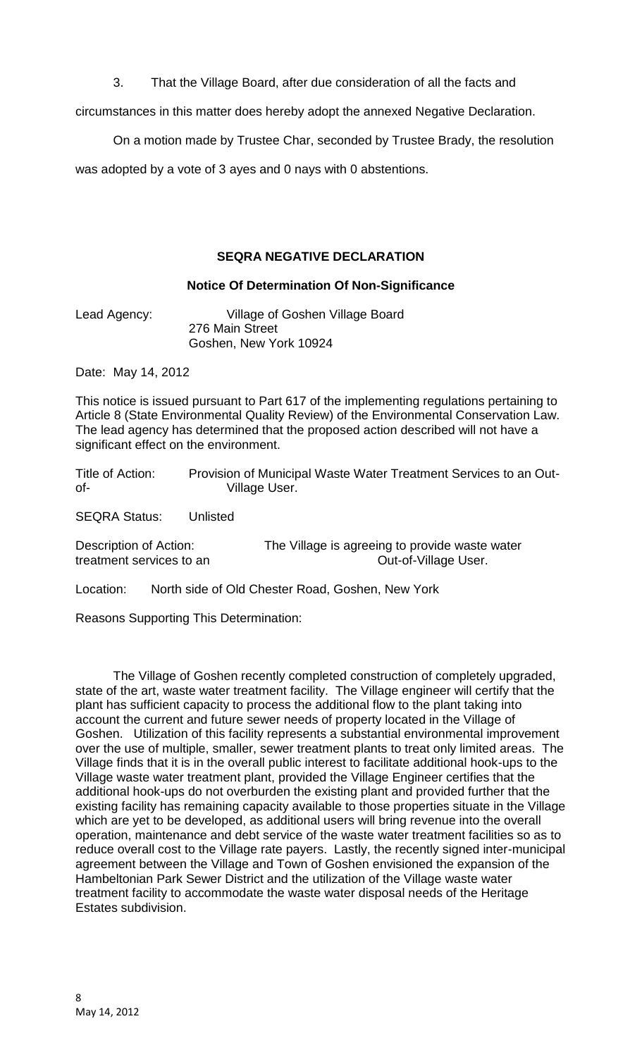3. That the Village Board, after due consideration of all the facts and circumstances in this matter does hereby adopt the annexed Negative Declaration.

On a motion made by Trustee Char, seconded by Trustee Brady, the resolution was adopted by a vote of 3 ayes and 0 nays with 0 abstentions.

**SEQRA NEGATIVE DECLARATION**

**Notice Of Determination Of Non-Significance**

Lead Agency: Village of Goshen Village Board
276 Main Street
Goshen, New York 10924

Date: May 14, 2012

This notice is issued pursuant to Part 617 of the implementing regulations pertaining to Article 8 (State Environmental Quality Review) of the Environmental Conservation Law. The lead agency has determined that the proposed action described will not have a significant effect on the environment.

Title of Action: Provision of Municipal Waste Water Treatment Services to an Out-of- Village User.

SEQRA Status: Unlisted

Description of Action: The Village is agreeing to provide waste water treatment services to an Out-of-Village User.

Location: North side of Old Chester Road, Goshen, New York

Reasons Supporting This Determination:

The Village of Goshen recently completed construction of completely upgraded, state of the art, waste water treatment facility. The Village engineer will certify that the plant has sufficient capacity to process the additional flow to the plant taking into account the current and future sewer needs of property located in the Village of Goshen. Utilization of this facility represents a substantial environmental improvement over the use of multiple, smaller, sewer treatment plants to treat only limited areas. The Village finds that it is in the overall public interest to facilitate additional hook-ups to the Village waste water treatment plant, provided the Village Engineer certifies that the additional hook-ups do not overburden the existing plant and provided further that the existing facility has remaining capacity available to those properties situate in the Village which are yet to be developed, as additional users will bring revenue into the overall operation, maintenance and debt service of the waste water treatment facilities so as to reduce overall cost to the Village rate payers. Lastly, the recently signed inter-municipal agreement between the Village and Town of Goshen envisioned the expansion of the Hambeltonian Park Sewer District and the utilization of the Village waste water treatment facility to accommodate the waste water disposal needs of the Heritage Estates subdivision.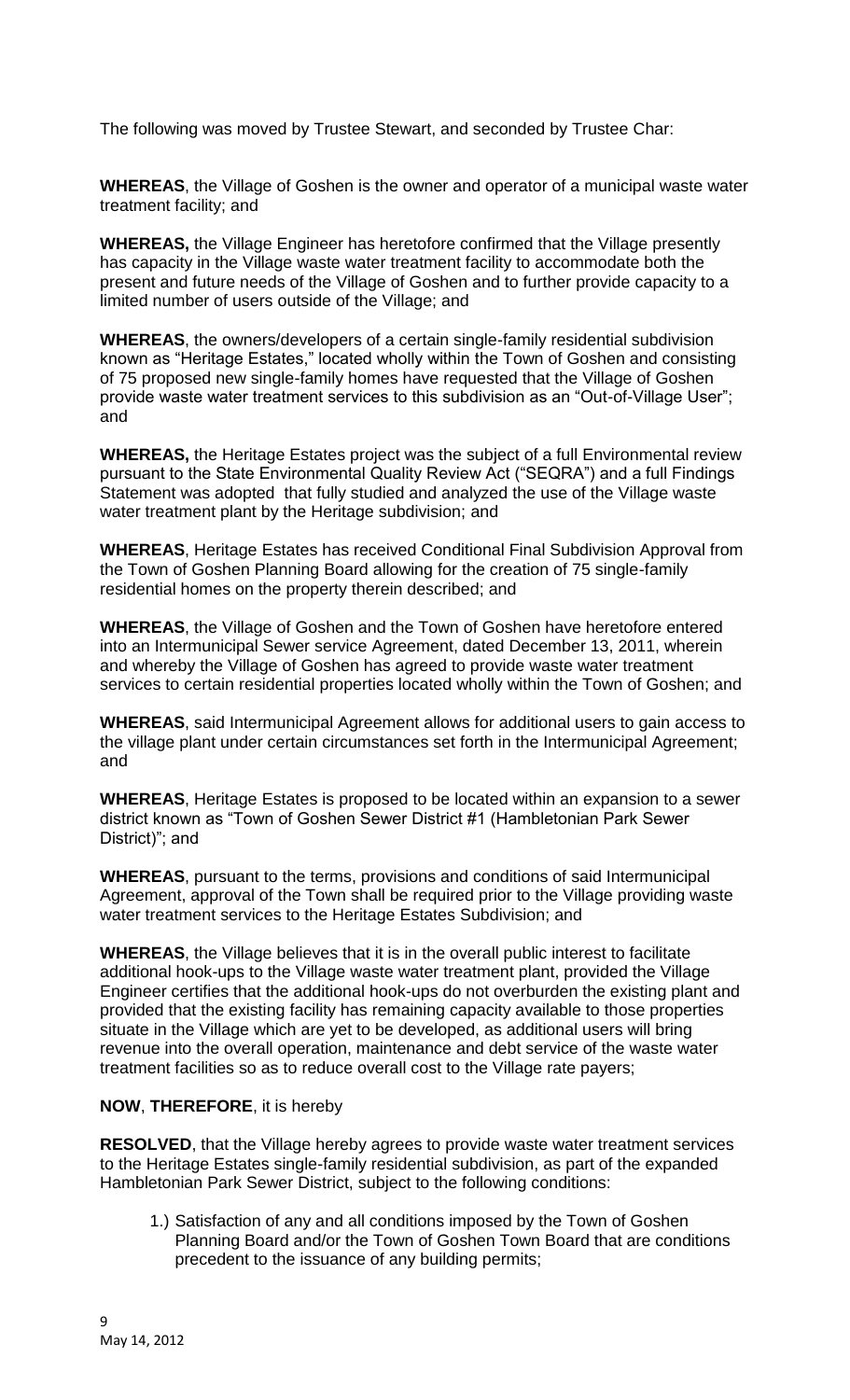The following was moved by Trustee Stewart, and seconded by Trustee Char:

**WHEREAS**, the Village of Goshen is the owner and operator of a municipal waste water treatment facility; and

**WHEREAS,** the Village Engineer has heretofore confirmed that the Village presently has capacity in the Village waste water treatment facility to accommodate both the present and future needs of the Village of Goshen and to further provide capacity to a limited number of users outside of the Village; and

**WHEREAS**, the owners/developers of a certain single-family residential subdivision known as "Heritage Estates," located wholly within the Town of Goshen and consisting of 75 proposed new single-family homes have requested that the Village of Goshen provide waste water treatment services to this subdivision as an "Out-of-Village User"; and

**WHEREAS,** the Heritage Estates project was the subject of a full Environmental review pursuant to the State Environmental Quality Review Act ("SEQRA") and a full Findings Statement was adopted that fully studied and analyzed the use of the Village waste water treatment plant by the Heritage subdivision; and

**WHEREAS**, Heritage Estates has received Conditional Final Subdivision Approval from the Town of Goshen Planning Board allowing for the creation of 75 single-family residential homes on the property therein described; and

**WHEREAS**, the Village of Goshen and the Town of Goshen have heretofore entered into an Intermunicipal Sewer service Agreement, dated December 13, 2011, wherein and whereby the Village of Goshen has agreed to provide waste water treatment services to certain residential properties located wholly within the Town of Goshen; and

**WHEREAS**, said Intermunicipal Agreement allows for additional users to gain access to the village plant under certain circumstances set forth in the Intermunicipal Agreement; and

**WHEREAS**, Heritage Estates is proposed to be located within an expansion to a sewer district known as "Town of Goshen Sewer District #1 (Hambletonian Park Sewer District)"; and

**WHEREAS**, pursuant to the terms, provisions and conditions of said Intermunicipal Agreement, approval of the Town shall be required prior to the Village providing waste water treatment services to the Heritage Estates Subdivision; and

**WHEREAS**, the Village believes that it is in the overall public interest to facilitate additional hook-ups to the Village waste water treatment plant, provided the Village Engineer certifies that the additional hook-ups do not overburden the existing plant and provided that the existing facility has remaining capacity available to those properties situate in the Village which are yet to be developed, as additional users will bring revenue into the overall operation, maintenance and debt service of the waste water treatment facilities so as to reduce overall cost to the Village rate payers;

**NOW**, **THEREFORE**, it is hereby

**RESOLVED**, that the Village hereby agrees to provide waste water treatment services to the Heritage Estates single-family residential subdivision, as part of the expanded Hambletonian Park Sewer District, subject to the following conditions:

1.) Satisfaction of any and all conditions imposed by the Town of Goshen Planning Board and/or the Town of Goshen Town Board that are conditions precedent to the issuance of any building permits;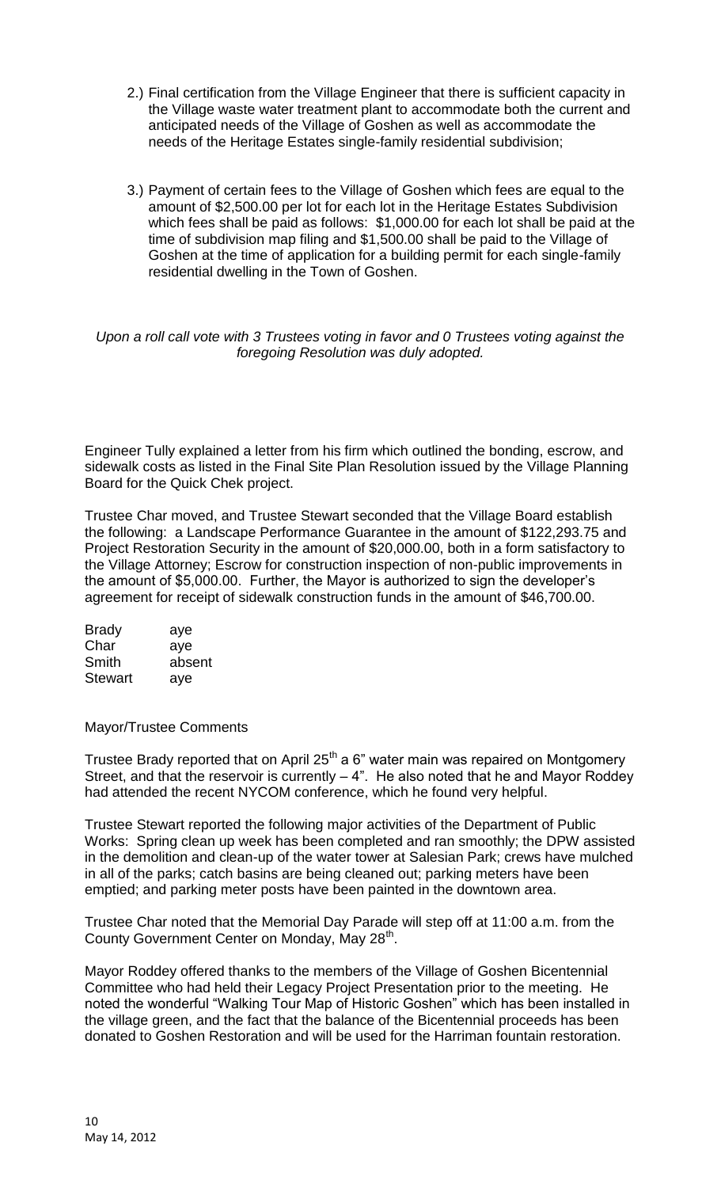2.) Final certification from the Village Engineer that there is sufficient capacity in the Village waste water treatment plant to accommodate both the current and anticipated needs of the Village of Goshen as well as accommodate the needs of the Heritage Estates single-family residential subdivision;

3.) Payment of certain fees to the Village of Goshen which fees are equal to the amount of $2,500.00 per lot for each lot in the Heritage Estates Subdivision which fees shall be paid as follows: $1,000.00 for each lot shall be paid at the time of subdivision map filing and $1,500.00 shall be paid to the Village of Goshen at the time of application for a building permit for each single-family residential dwelling in the Town of Goshen.

*Upon a roll call vote with 3 Trustees voting in favor and 0 Trustees voting against the foregoing Resolution was duly adopted.*

Engineer Tully explained a letter from his firm which outlined the bonding, escrow, and sidewalk costs as listed in the Final Site Plan Resolution issued by the Village Planning Board for the Quick Chek project.

Trustee Char moved, and Trustee Stewart seconded that the Village Board establish the following: a Landscape Performance Guarantee in the amount of $122,293.75 and Project Restoration Security in the amount of $20,000.00, both in a form satisfactory to the Village Attorney; Escrow for construction inspection of non-public improvements in the amount of $5,000.00. Further, the Mayor is authorized to sign the developer's agreement for receipt of sidewalk construction funds in the amount of $46,700.00.

| | |
|---|---|
| Brady | aye |
| Char | aye |
| Smith | absent |
| Stewart | aye |

Mayor/Trustee Comments

Trustee Brady reported that on April 25th a 6" water main was repaired on Montgomery Street, and that the reservoir is currently – 4". He also noted that he and Mayor Roddey had attended the recent NYCOM conference, which he found very helpful.

Trustee Stewart reported the following major activities of the Department of Public Works: Spring clean up week has been completed and ran smoothly; the DPW assisted in the demolition and clean-up of the water tower at Salesian Park; crews have mulched in all of the parks; catch basins are being cleaned out; parking meters have been emptied; and parking meter posts have been painted in the downtown area.

Trustee Char noted that the Memorial Day Parade will step off at 11:00 a.m. from the County Government Center on Monday, May 28th.

Mayor Roddey offered thanks to the members of the Village of Goshen Bicentennial Committee who had held their Legacy Project Presentation prior to the meeting. He noted the wonderful "Walking Tour Map of Historic Goshen" which has been installed in the village green, and the fact that the balance of the Bicentennial proceeds has been donated to Goshen Restoration and will be used for the Harriman fountain restoration.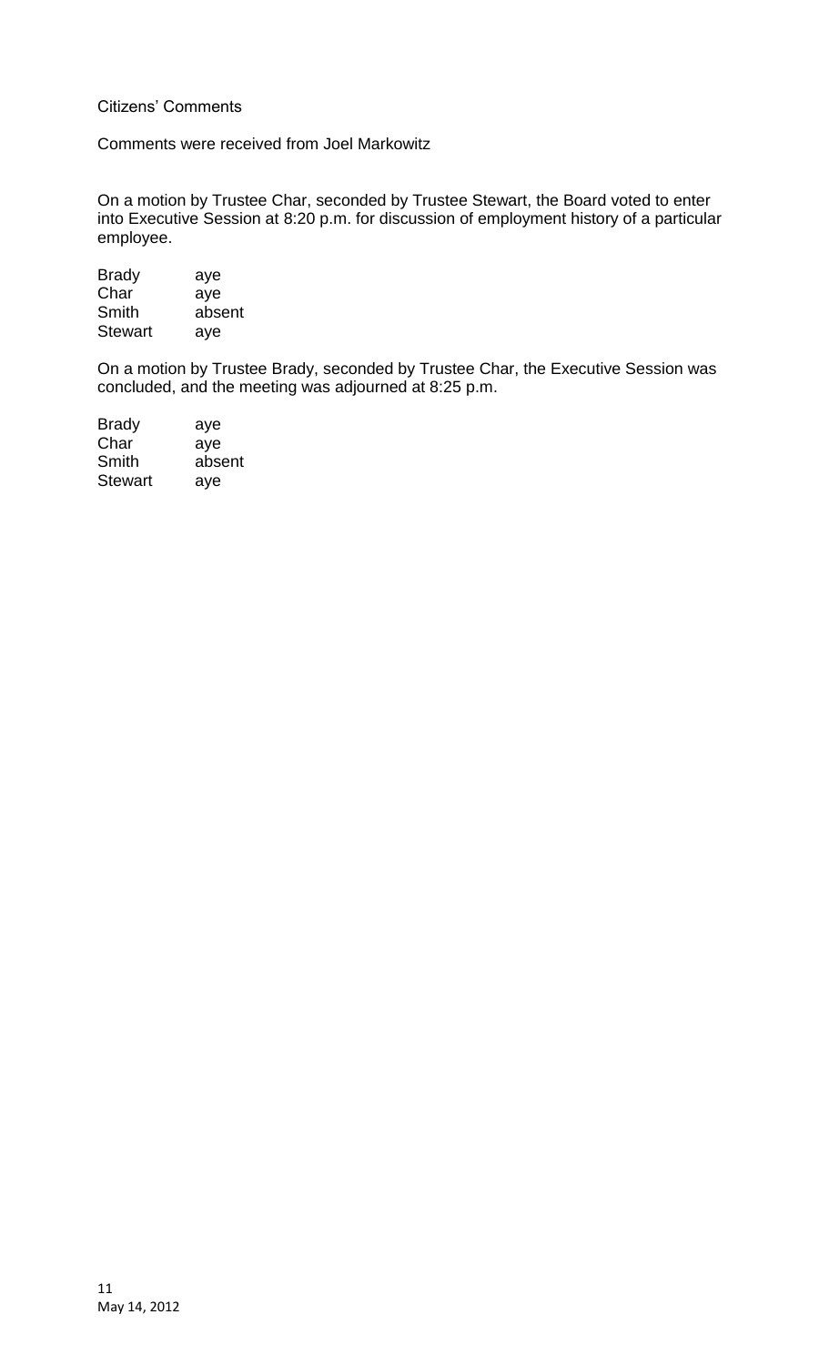Citizens' Comments

Comments were received from Joel Markowitz

On a motion by Trustee Char, seconded by Trustee Stewart, the Board voted to enter into Executive Session at 8:20 p.m. for discussion of employment history of a particular employee.

| | |
|---|---|
| Brady | aye |
| Char | aye |
| Smith | absent |
| Stewart | aye |

On a motion by Trustee Brady, seconded by Trustee Char, the Executive Session was concluded, and the meeting was adjourned at 8:25 p.m.

| | |
|---|---|
| Brady | aye |
| Char | aye |
| Smith | absent |
| Stewart | aye |